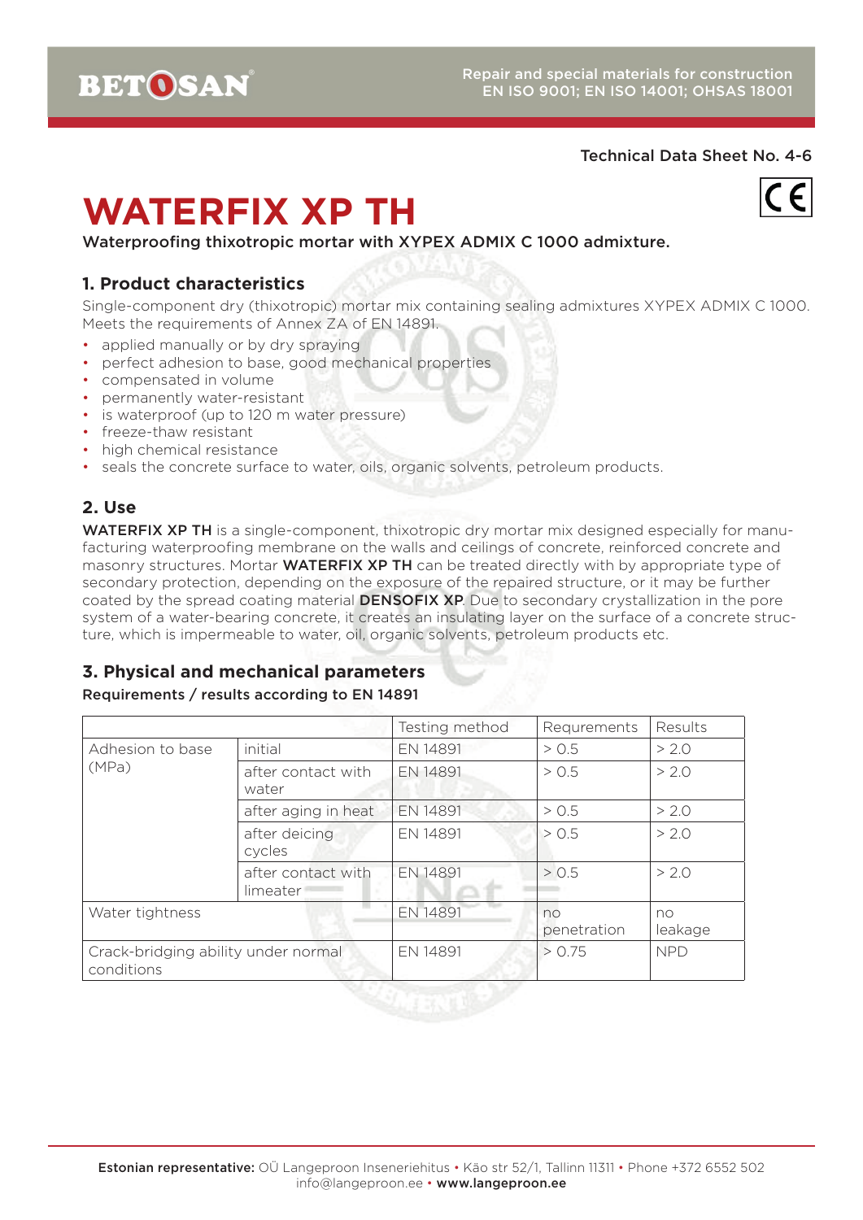Technical Data Sheet No. 4-6

# WATERFIX XP TH

Waterproofing thixotropic mortar with XYPEX ADMIX C 1000 admixture.

## 1. Product characteristics

Single-component dry (thixotropic) mortar mix containing sealing admixtures XYPEX ADMIX C 1000. Meets the requirements of Annex ZA of EN 14891.

- applied manually or by dry spraying
- perfect adhesion to base, good mechanical properties
- compensated in volume
- permanently water-resistant
- is waterproof (up to 120 m water pressure)
- freeze-thaw resistant
- high chemical resistance
- seals the concrete surface to water, oils, organic solvents, petroleum products.

## 2. Use

**WATERFIX XP TH** is a single-component, thixotropic dry mortar mix designed especially for manufacturing waterproofing membrane on the walls and ceilings of concrete, reinforced concrete and masonry structures. Mortar **WATERFIX XP TH** can be treated directly with by appropriate type of secondary protection, depending on the exposure of the repaired structure, or it may be further coated by the spread coating material **DENSOFIX XP**. Due to secondary crystallization in the pore system of a water-bearing concrete, it creates an insulating layer on the surface of a concrete structure, which is impermeable to water, oil, organic solvents, petroleum products etc.

## 3. Physical and mechanical parameters

**Requirements / results according to EN 14891**

| | | Testing method | Requrements | Results |
|---|---|---|---|---|
| Adhesion to base (MPa) | initial | EN 14891 | > 0.5 | > 2.0 |
| | after contact with water | EN 14891 | > 0.5 | > 2.0 |
| | after aging in heat | EN 14891 | > 0.5 | > 2.0 |
| | after deicing cycles | EN 14891 | > 0.5 | > 2.0 |
| | after contact with limeater | EN 14891 | > 0.5 | > 2.0 |
| Water tightness | | EN 14891 | no penetration | no leakage |
| Crack-bridging ability under normal conditions | | EN 14891 | > 0.75 | NPD |

**Estonian representative:** OÜ Langeproon Inseneriehitus • Käo str 52/1, Tallinn 11311 • Phone +372 6552 502
info@langeproon.ee • **www.langeproon.ee**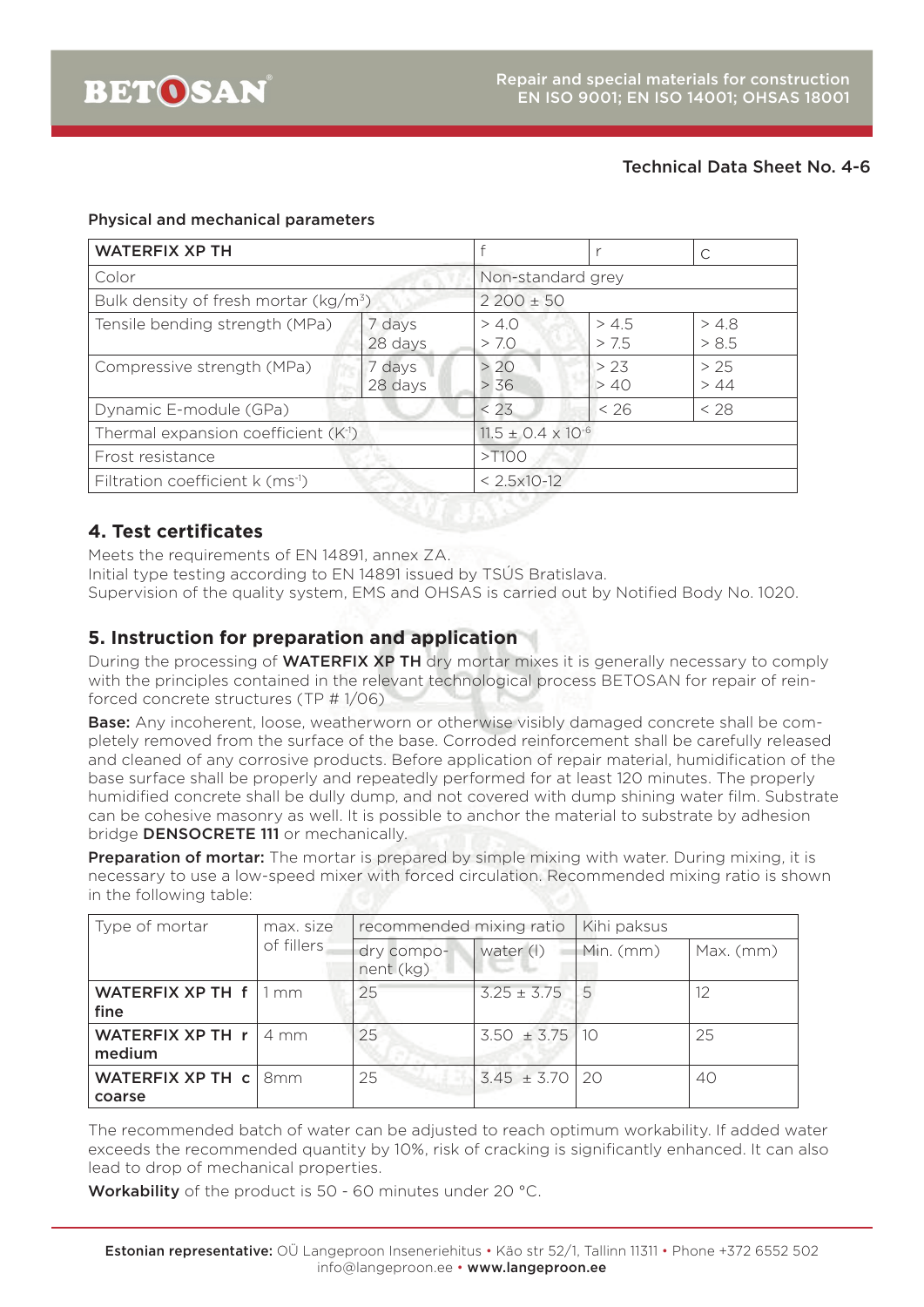Technical Data Sheet No. 4-6

#### Physical and mechanical parameters

| WATERFIX XP TH | | f | r | c |
|---|---|---|---|---|
| Color | | Non-standard grey | | |
| Bulk density of fresh mortar (kg/m$^3$) | | 2 200 ± 50 | | |
| Tensile bending strength (MPa) | 7 days<br>28 days | > 4.0<br>> 7.0 | > 4.5<br>> 7.5 | > 4.8<br>> 8.5 |
| Compressive strength (MPa) | 7 days<br>28 days | > 20<br>> 36 | > 23<br>> 40 | > 25<br>> 44 |
| Dynamic E-module (GPa) | | < 23 | < 26 | < 28 |
| Thermal expansion coefficient (K$^{-1}$) | | $11.5 \pm 0.4 \times 10^{-6}$ | | |
| Frost resistance | | >T100 | | |
| Filtration coefficient k (ms$^{-1}$) | | < 2.5x10-12 | | |

## 4. Test certificates

Meets the requirements of EN 14891, annex ZA.
Initial type testing according to EN 14891 issued by TSÚS Bratislava.
Supervision of the quality system, EMS and OHSAS is carried out by Notified Body No. 1020.

## 5. Instruction for preparation and application

During the processing of **WATERFIX XP TH** dry mortar mixes it is generally necessary to comply with the principles contained in the relevant technological process BETOSAN for repair of reinforced concrete structures (TP # 1/06)

**Base:** Any incoherent, loose, weatherworn or otherwise visibly damaged concrete shall be completely removed from the surface of the base. Corroded reinforcement shall be carefully released and cleaned of any corrosive products. Before application of repair material, humidification of the base surface shall be properly and repeatedly performed for at least 120 minutes. The properly humidified concrete shall be dully dump, and not covered with dump shining water film. Substrate can be cohesive masonry as well. It is possible to anchor the material to substrate by adhesion bridge **DENSOCRETE 111** or mechanically.

**Preparation of mortar:** The mortar is prepared by simple mixing with water. During mixing, it is necessary to use a low-speed mixer with forced circulation. Recommended mixing ratio is shown in the following table:

| Type of mortar | max. size of fillers | recommended mixing ratio | | Kihi paksus | |
|---|---|---|---|---|---|
| | | dry component (kg) | water (l) | Min. (mm) | Max. (mm) |
| **WATERFIX XP TH f fine** | 1 mm | 25 | 3.25 ± 3.75 | 5 | 12 |
| **WATERFIX XP TH r medium** | 4 mm | 25 | 3.50 ± 3.75 | 10 | 25 |
| **WATERFIX XP TH c coarse** | 8mm | 25 | 3.45 ± 3.70 | 20 | 40 |

The recommended batch of water can be adjusted to reach optimum workability. If added water exceeds the recommended quantity by 10%, risk of cracking is significantly enhanced. It can also lead to drop of mechanical properties.

**Workability** of the product is 50 - 60 minutes under 20 °C.

**Estonian representative:** OÜ Langeproon Inseneriehitus • Käo str 52/1, Tallinn 11311 • Phone +372 6552 502
info@langeproon.ee • **www.langeproon.ee**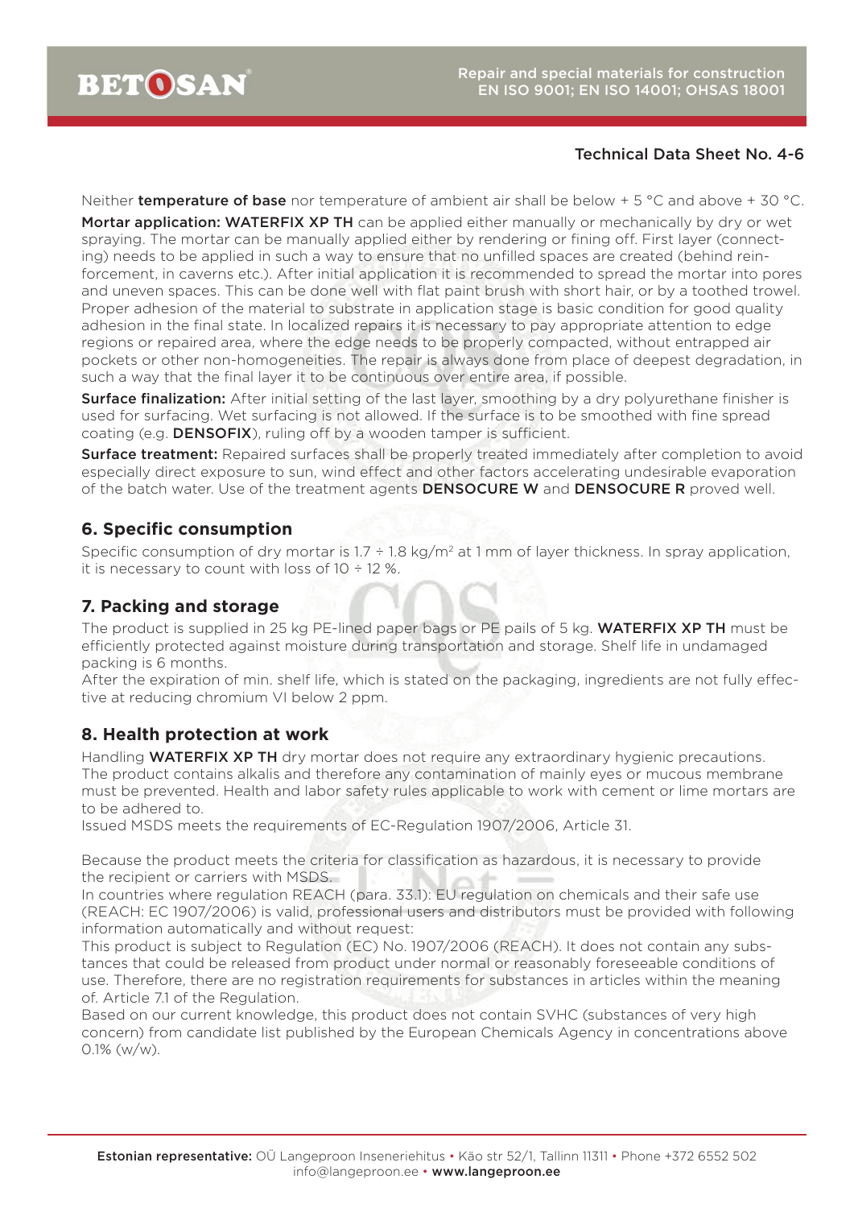Neither **temperature of base** nor temperature of ambient air shall be below + 5 °C and above + 30 °C.

**Mortar application: WATERFIX XP TH** can be applied either manually or mechanically by dry or wet spraying. The mortar can be manually applied either by rendering or fining off. First layer (connecting) needs to be applied in such a way to ensure that no unfilled spaces are created (behind reinforcement, in caverns etc.). After initial application it is recommended to spread the mortar into pores and uneven spaces. This can be done well with flat paint brush with short hair, or by a toothed trowel. Proper adhesion of the material to substrate in application stage is basic condition for good quality adhesion in the final state. In localized repairs it is necessary to pay appropriate attention to edge regions or repaired area, where the edge needs to be properly compacted, without entrapped air pockets or other non-homogeneities. The repair is always done from place of deepest degradation, in such a way that the final layer it to be continuous over entire area, if possible.

**Surface finalization:** After initial setting of the last layer, smoothing by a dry polyurethane finisher is used for surfacing. Wet surfacing is not allowed. If the surface is to be smoothed with fine spread coating (e.g. **DENSOFIX**), ruling off by a wooden tamper is sufficient.

**Surface treatment:** Repaired surfaces shall be properly treated immediately after completion to avoid especially direct exposure to sun, wind effect and other factors accelerating undesirable evaporation of the batch water. Use of the treatment agents **DENSOCURE W** and **DENSOCURE R** proved well.

## 6. Specific consumption

Specific consumption of dry mortar is 1.7 ÷ 1.8 kg/m$^2$ at 1 mm of layer thickness. In spray application, it is necessary to count with loss of 10 ÷ 12 %.

## 7. Packing and storage

The product is supplied in 25 kg PE-lined paper bags or PE pails of 5 kg. **WATERFIX XP TH** must be efficiently protected against moisture during transportation and storage. Shelf life in undamaged packing is 6 months.

After the expiration of min. shelf life, which is stated on the packaging, ingredients are not fully effective at reducing chromium VI below 2 ppm.

## 8. Health protection at work

Handling **WATERFIX XP TH** dry mortar does not require any extraordinary hygienic precautions. The product contains alkalis and therefore any contamination of mainly eyes or mucous membrane must be prevented. Health and labor safety rules applicable to work with cement or lime mortars are to be adhered to.

Issued MSDS meets the requirements of EC-Regulation 1907/2006, Article 31.

Because the product meets the criteria for classification as hazardous, it is necessary to provide the recipient or carriers with MSDS.

In countries where regulation REACH (para. 33.1): EU regulation on chemicals and their safe use (REACH: EC 1907/2006) is valid, professional users and distributors must be provided with following information automatically and without request:

This product is subject to Regulation (EC) No. 1907/2006 (REACH). It does not contain any substances that could be released from product under normal or reasonably foreseeable conditions of use. Therefore, there are no registration requirements for substances in articles within the meaning of. Article 7.1 of the Regulation.

Based on our current knowledge, this product does not contain SVHC (substances of very high concern) from candidate list published by the European Chemicals Agency in concentrations above 0.1% (w/w).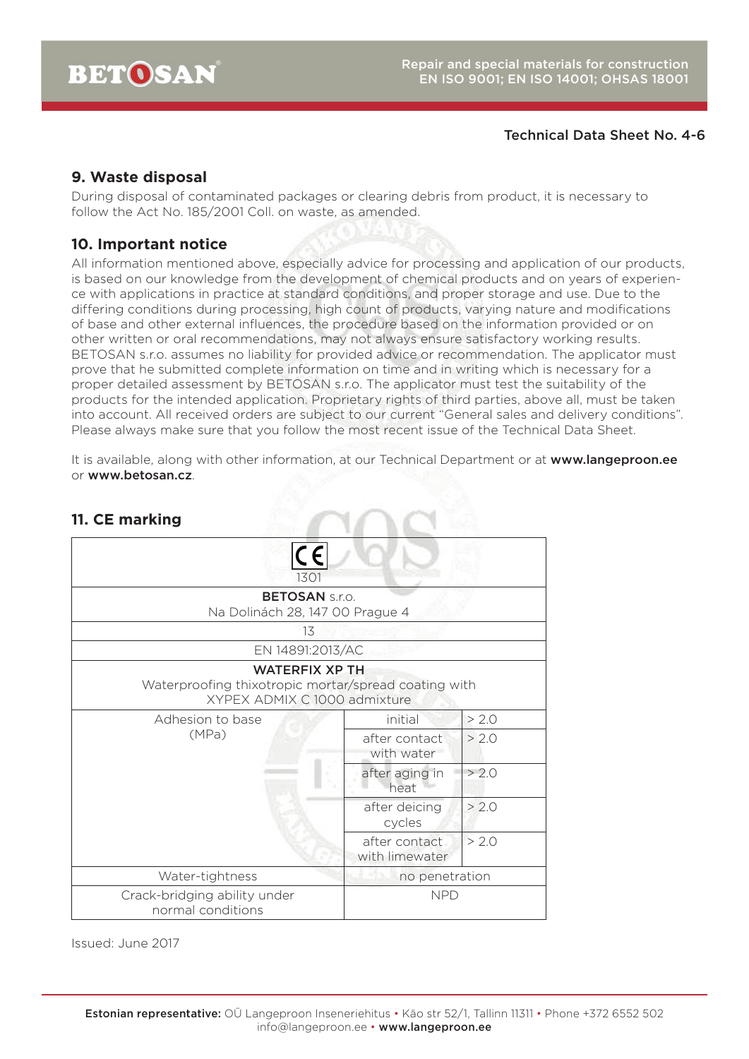Technical Data Sheet No. 4-6

## 9. Waste disposal

During disposal of contaminated packages or clearing debris from product, it is necessary to follow the Act No. 185/2001 Coll. on waste, as amended.

## 10. Important notice

All information mentioned above, especially advice for processing and application of our products, is based on our knowledge from the development of chemical products and on years of experience with applications in practice at standard conditions, and proper storage and use. Due to the differing conditions during processing, high count of products, varying nature and modifications of base and other external influences, the procedure based on the information provided or on other written or oral recommendations, may not always ensure satisfactory working results. BETOSAN s.r.o. assumes no liability for provided advice or recommendation. The applicator must prove that he submitted complete information on time and in writing which is necessary for a proper detailed assessment by BETOSAN s.r.o. The applicator must test the suitability of the products for the intended application. Proprietary rights of third parties, above all, must be taken into account. All received orders are subject to our current "General sales and delivery conditions". Please always make sure that you follow the most recent issue of the Technical Data Sheet.

It is available, along with other information, at our Technical Department or at **www.langeproon.ee** or **www.betosan.cz**.

## 11. CE marking

| | | |
|---|---|---|
| CE 1301 | | |
| **BETOSAN** s.r.o. Na Dolinách 28, 147 00 Prague 4 | | |
| 13 | | |
| EN 14891:2013/AC | | |
| **WATERFIX XP TH** Waterproofing thixotropic mortar/spread coating with XYPEX ADMIX C 1000 admixture | | |
| Adhesion to base (MPa) | initial | > 2.0 |
| | after contact with water | > 2.0 |
| | after aging in heat | > 2.0 |
| | after deicing cycles | > 2.0 |
| | after contact with limewater | > 2.0 |
| Water-tightness | no penetration | |
| Crack-bridging ability under normal conditions | NPD | |

Issued: June 2017